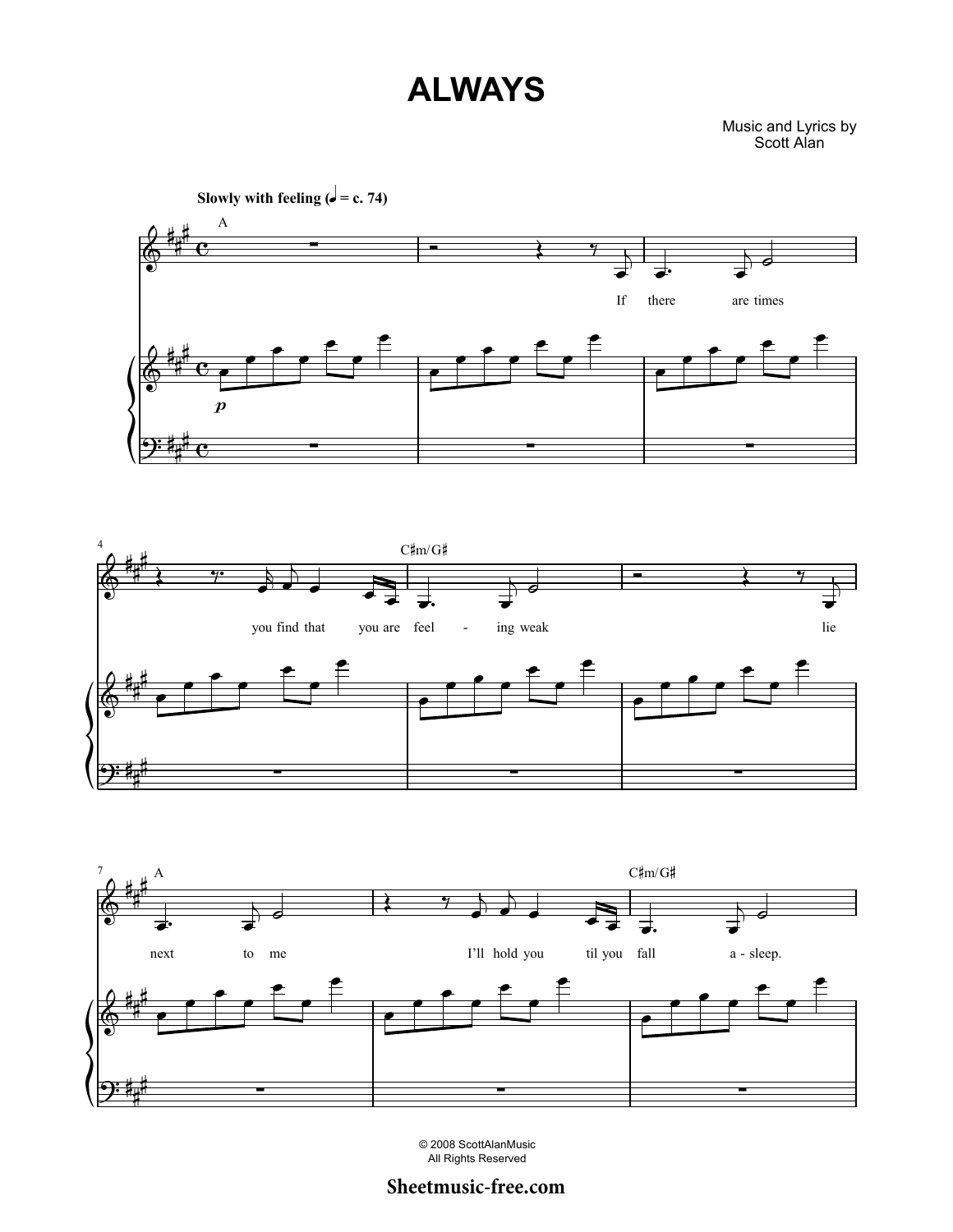# ALWAYS

Music and Lyrics by
Scott Alan

© 2008 ScottAlanMusic
All Rights Reserved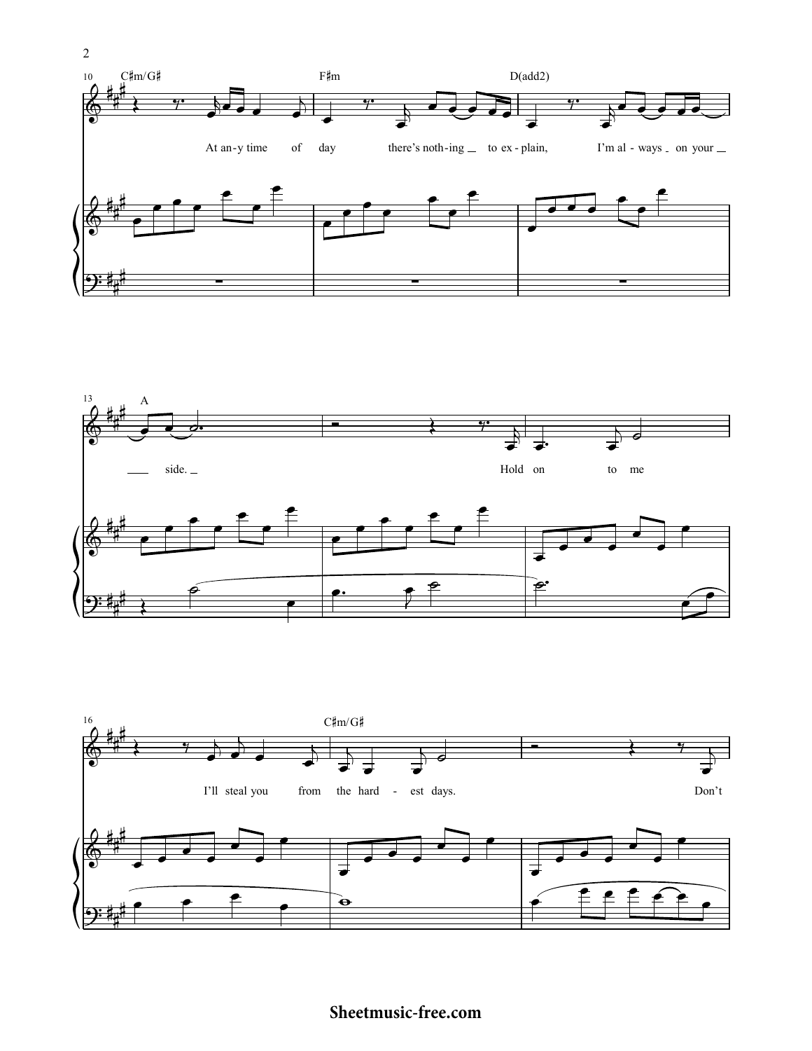C♯m/G♯ F♯m D(add2)

At an-y time of day there's noth-ing to ex-plain, I'm al-ways on your

A

side. Hold on to me

C♯m/G♯

I'll steal you from the hard-est days. Don't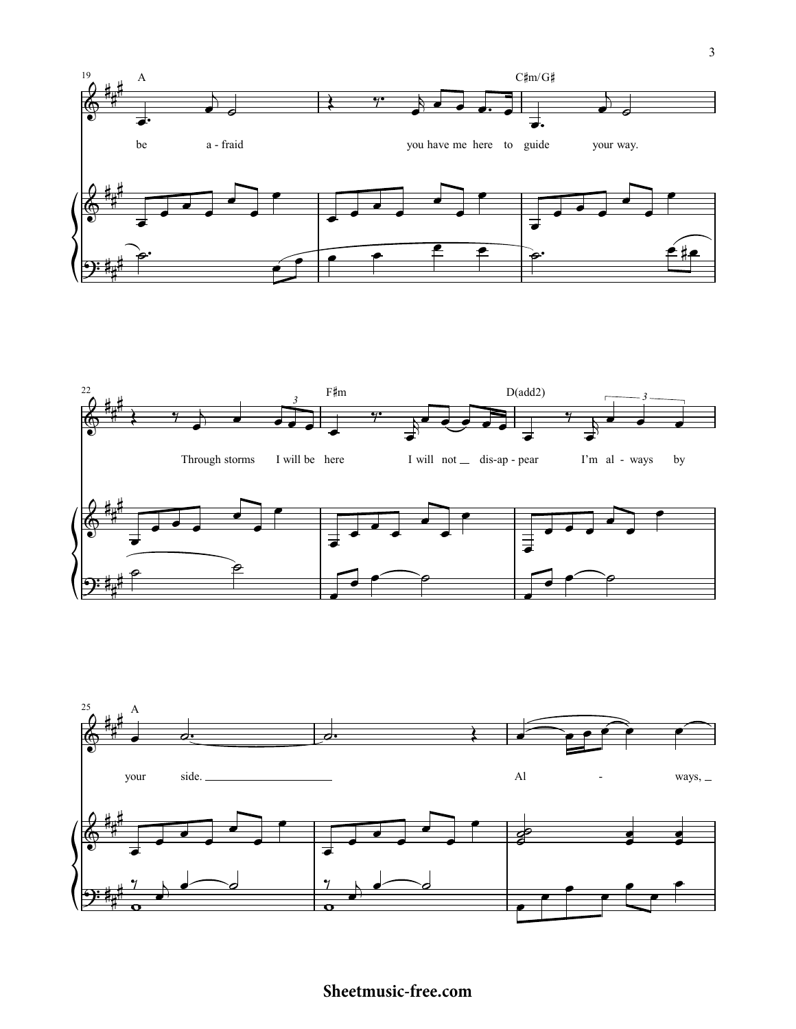19 A C♯m/G♯

be a - fraid you have me here to guide your way.

22 F♯m D(add2)

Through storms I will be here I will not dis-ap - pear I'm al - ways by

25 A

your side. Al - ways,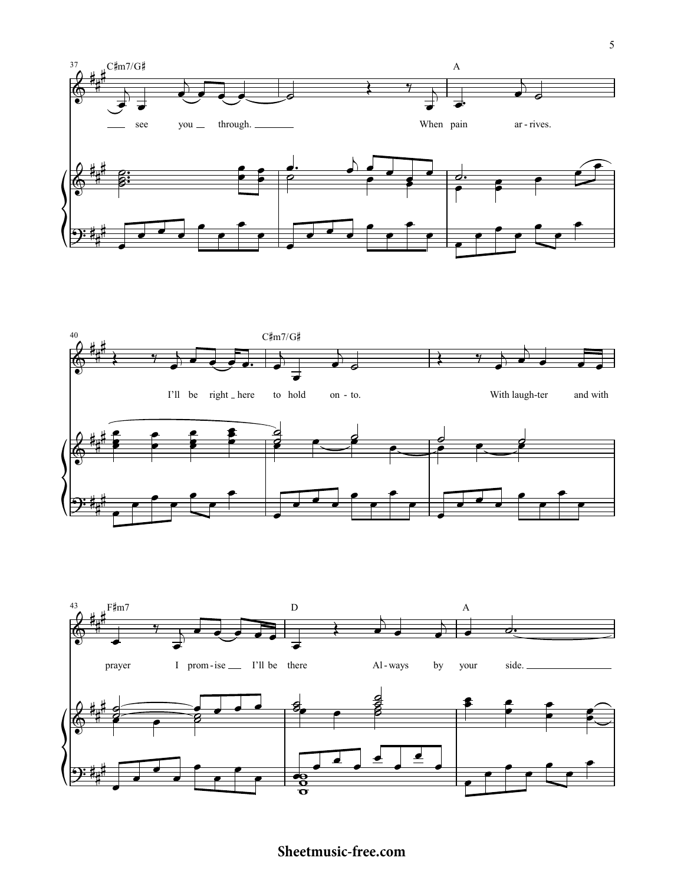37 C♯m7/G♯ — A

see you through. When pain ar - rives.

40 — C♯m7/G♯

I'll be right here to hold on - to. With laugh-ter and with

43 F♯m7 — D — A

prayer I prom - ise I'll be there Al - ways by your side.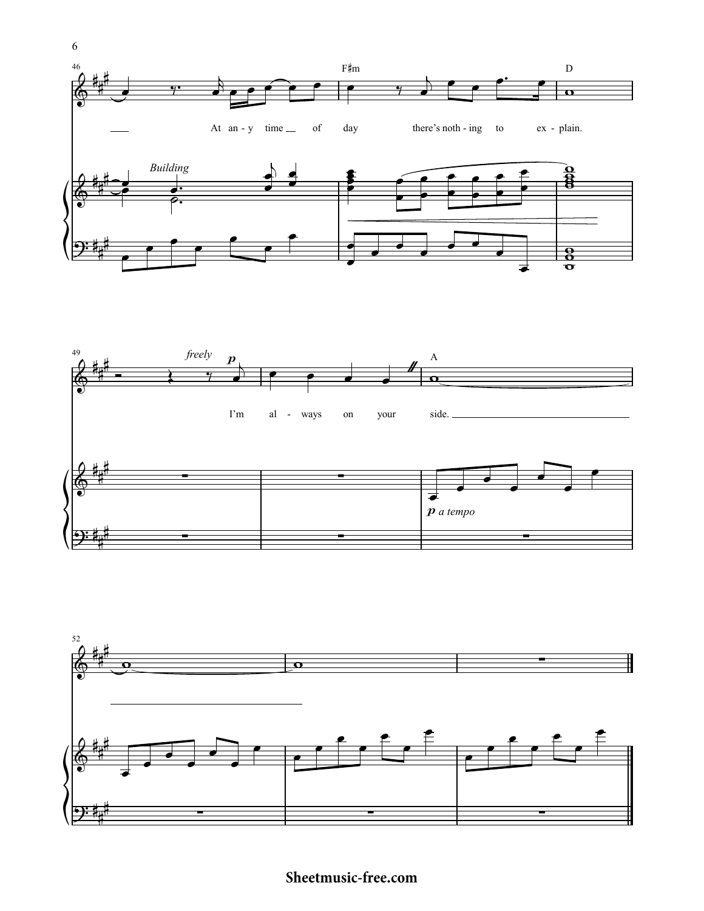At any time of day there's nothing to explain.

I'm always on your side.